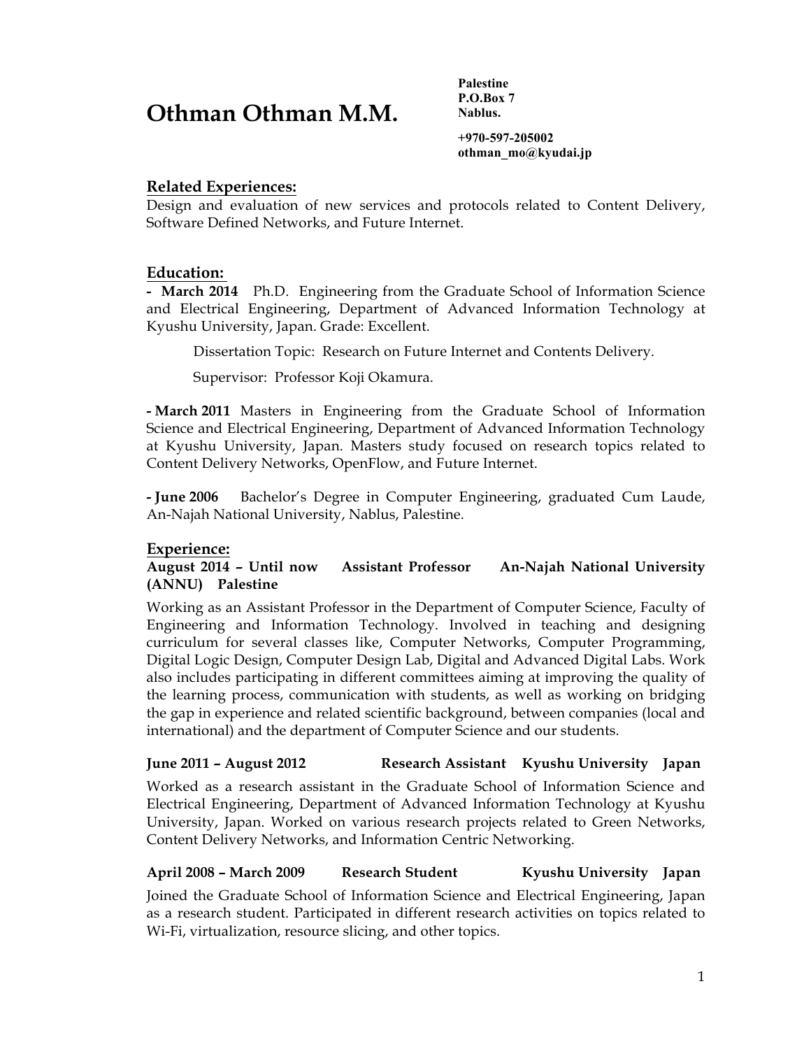# Othman Othman M.M.

**Palestine**
**P.O.Box 7**
**Nablus.**

**+970-597-205002**
**othman_mo@kyudai.jp**

## Related Experiences:

Design and evaluation of new services and protocols related to Content Delivery, Software Defined Networks, and Future Internet.

## Education:

**- March 2014** Ph.D. Engineering from the Graduate School of Information Science and Electrical Engineering, Department of Advanced Information Technology at Kyushu University, Japan. Grade: Excellent.

Dissertation Topic: Research on Future Internet and Contents Delivery.

Supervisor: Professor Koji Okamura.

**- March 2011** Masters in Engineering from the Graduate School of Information Science and Electrical Engineering, Department of Advanced Information Technology at Kyushu University, Japan. Masters study focused on research topics related to Content Delivery Networks, OpenFlow, and Future Internet.

**- June 2006** Bachelor's Degree in Computer Engineering, graduated Cum Laude, An-Najah National University, Nablus, Palestine.

## Experience:

**August 2014 – Until now Assistant Professor An-Najah National University (ANNU) Palestine**

Working as an Assistant Professor in the Department of Computer Science, Faculty of Engineering and Information Technology. Involved in teaching and designing curriculum for several classes like, Computer Networks, Computer Programming, Digital Logic Design, Computer Design Lab, Digital and Advanced Digital Labs. Work also includes participating in different committees aiming at improving the quality of the learning process, communication with students, as well as working on bridging the gap in experience and related scientific background, between companies (local and international) and the department of Computer Science and our students.

**June 2011 – August 2012 Research Assistant Kyushu University Japan**

Worked as a research assistant in the Graduate School of Information Science and Electrical Engineering, Department of Advanced Information Technology at Kyushu University, Japan. Worked on various research projects related to Green Networks, Content Delivery Networks, and Information Centric Networking.

**April 2008 – March 2009 Research Student Kyushu University Japan**

Joined the Graduate School of Information Science and Electrical Engineering, Japan as a research student. Participated in different research activities on topics related to Wi-Fi, virtualization, resource slicing, and other topics.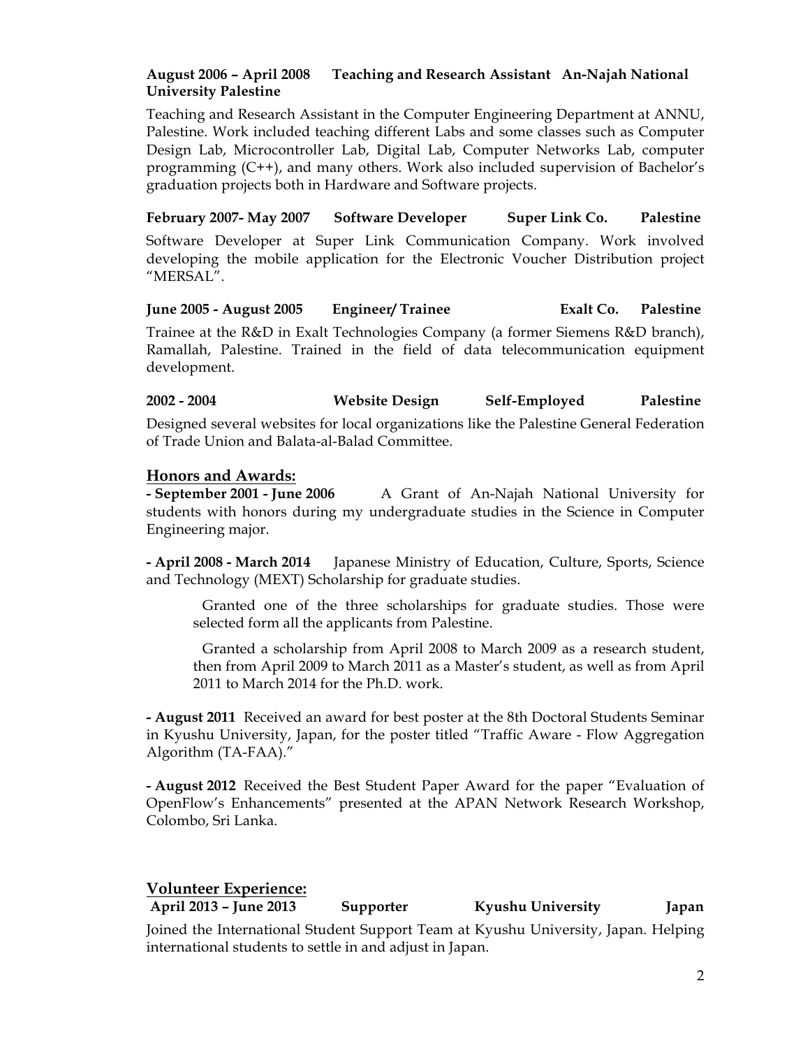**August 2006 – April 2008 Teaching and Research Assistant An-Najah National University Palestine**

Teaching and Research Assistant in the Computer Engineering Department at ANNU, Palestine. Work included teaching different Labs and some classes such as Computer Design Lab, Microcontroller Lab, Digital Lab, Computer Networks Lab, computer programming (C++), and many others. Work also included supervision of Bachelor's graduation projects both in Hardware and Software projects.

**February 2007- May 2007 Software Developer Super Link Co. Palestine**

Software Developer at Super Link Communication Company. Work involved developing the mobile application for the Electronic Voucher Distribution project "MERSAL".

**June 2005 - August 2005 Engineer/ Trainee Exalt Co. Palestine**

Trainee at the R&D in Exalt Technologies Company (a former Siemens R&D branch), Ramallah, Palestine. Trained in the field of data telecommunication equipment development.

**2002 - 2004 Website Design Self-Employed Palestine**

Designed several websites for local organizations like the Palestine General Federation of Trade Union and Balata-al-Balad Committee.

## Honors and Awards:

**- September 2001 - June 2006** A Grant of An-Najah National University for students with honors during my undergraduate studies in the Science in Computer Engineering major.

**- April 2008 - March 2014** Japanese Ministry of Education, Culture, Sports, Science and Technology (MEXT) Scholarship for graduate studies.

Granted one of the three scholarships for graduate studies. Those were selected form all the applicants from Palestine.

Granted a scholarship from April 2008 to March 2009 as a research student, then from April 2009 to March 2011 as a Master's student, as well as from April 2011 to March 2014 for the Ph.D. work.

**- August 2011** Received an award for best poster at the 8th Doctoral Students Seminar in Kyushu University, Japan, for the poster titled "Traffic Aware - Flow Aggregation Algorithm (TA-FAA)."

**- August 2012** Received the Best Student Paper Award for the paper "Evaluation of OpenFlow's Enhancements" presented at the APAN Network Research Workshop, Colombo, Sri Lanka.

## Volunteer Experience:

**April 2013 – June 2013 Supporter Kyushu University Japan**

Joined the International Student Support Team at Kyushu University, Japan. Helping international students to settle in and adjust in Japan.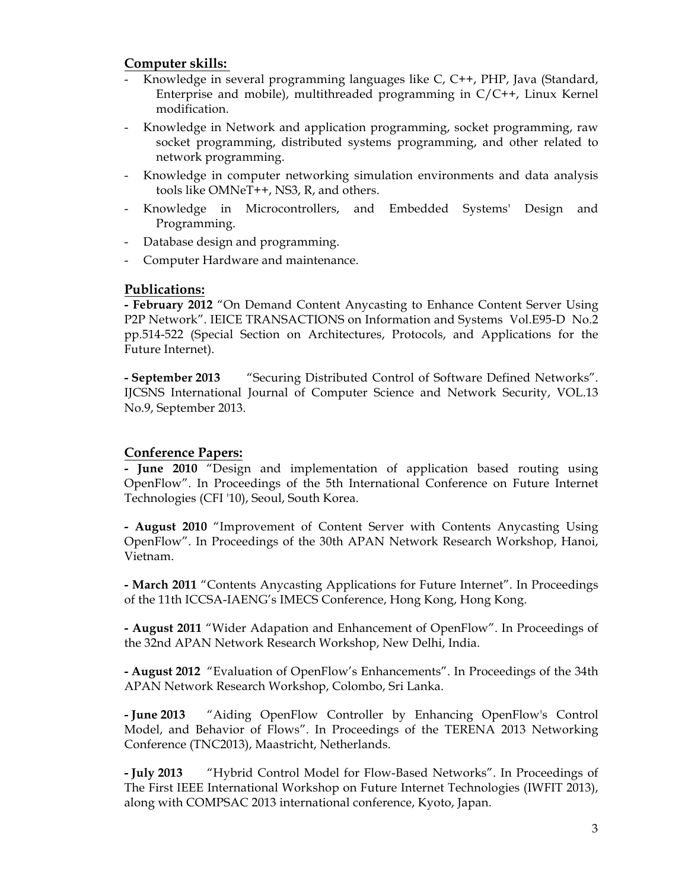## Computer skills:

- Knowledge in several programming languages like C, C++, PHP, Java (Standard, Enterprise and mobile), multithreaded programming in C/C++, Linux Kernel modification.
- Knowledge in Network and application programming, socket programming, raw socket programming, distributed systems programming, and other related to network programming.
- Knowledge in computer networking simulation environments and data analysis tools like OMNeT++, NS3, R, and others.
- Knowledge in Microcontrollers, and Embedded Systems' Design and Programming.
- Database design and programming.
- Computer Hardware and maintenance.

## Publications:

**- February 2012** "On Demand Content Anycasting to Enhance Content Server Using P2P Network". IEICE TRANSACTIONS on Information and Systems Vol.E95-D No.2 pp.514-522 (Special Section on Architectures, Protocols, and Applications for the Future Internet).

**- September 2013** "Securing Distributed Control of Software Defined Networks". IJCSNS International Journal of Computer Science and Network Security, VOL.13 No.9, September 2013.

## Conference Papers:

**- June 2010** "Design and implementation of application based routing using OpenFlow". In Proceedings of the 5th International Conference on Future Internet Technologies (CFI '10), Seoul, South Korea.

**- August 2010** "Improvement of Content Server with Contents Anycasting Using OpenFlow". In Proceedings of the 30th APAN Network Research Workshop, Hanoi, Vietnam.

**- March 2011** "Contents Anycasting Applications for Future Internet". In Proceedings of the 11th ICCSA-IAENG's IMECS Conference, Hong Kong, Hong Kong.

**- August 2011** "Wider Adapation and Enhancement of OpenFlow". In Proceedings of the 32nd APAN Network Research Workshop, New Delhi, India.

**- August 2012** "Evaluation of OpenFlow's Enhancements". In Proceedings of the 34th APAN Network Research Workshop, Colombo, Sri Lanka.

**- June 2013** "Aiding OpenFlow Controller by Enhancing OpenFlow's Control Model, and Behavior of Flows". In Proceedings of the TERENA 2013 Networking Conference (TNC2013), Maastricht, Netherlands.

**- July 2013** "Hybrid Control Model for Flow-Based Networks". In Proceedings of The First IEEE International Workshop on Future Internet Technologies (IWFIT 2013), along with COMPSAC 2013 international conference, Kyoto, Japan.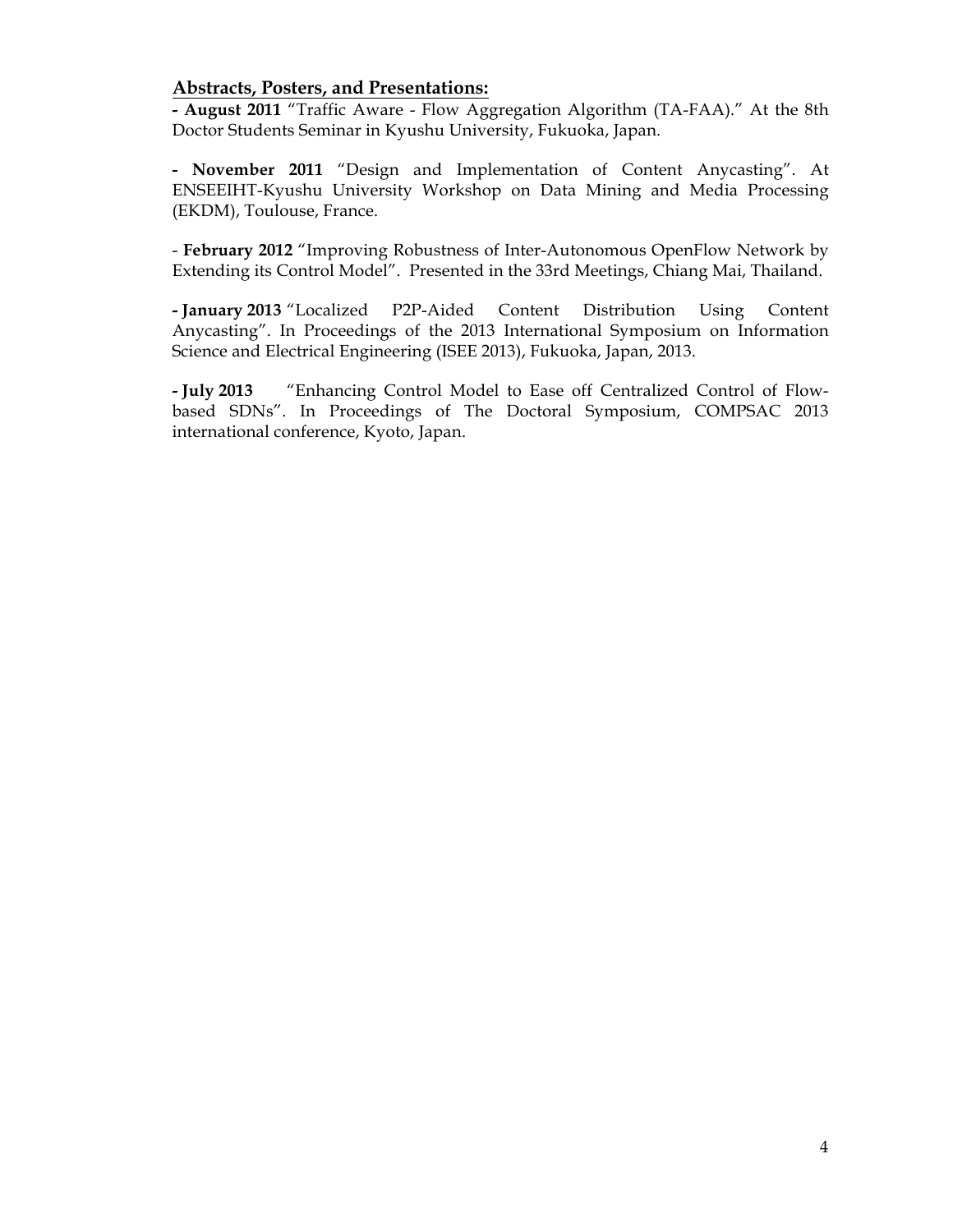## Abstracts, Posters, and Presentations:

- **August 2011** "Traffic Aware - Flow Aggregation Algorithm (TA-FAA)." At the 8th Doctor Students Seminar in Kyushu University, Fukuoka, Japan.

- **November 2011** "Design and Implementation of Content Anycasting". At ENSEEIHT-Kyushu University Workshop on Data Mining and Media Processing (EKDM), Toulouse, France.

- **February 2012** "Improving Robustness of Inter-Autonomous OpenFlow Network by Extending its Control Model". Presented in the 33rd Meetings, Chiang Mai, Thailand.

- **January 2013** "Localized P2P-Aided Content Distribution Using Content Anycasting". In Proceedings of the 2013 International Symposium on Information Science and Electrical Engineering (ISEE 2013), Fukuoka, Japan, 2013.

- **July 2013** "Enhancing Control Model to Ease off Centralized Control of Flow-based SDNs". In Proceedings of The Doctoral Symposium, COMPSAC 2013 international conference, Kyoto, Japan.